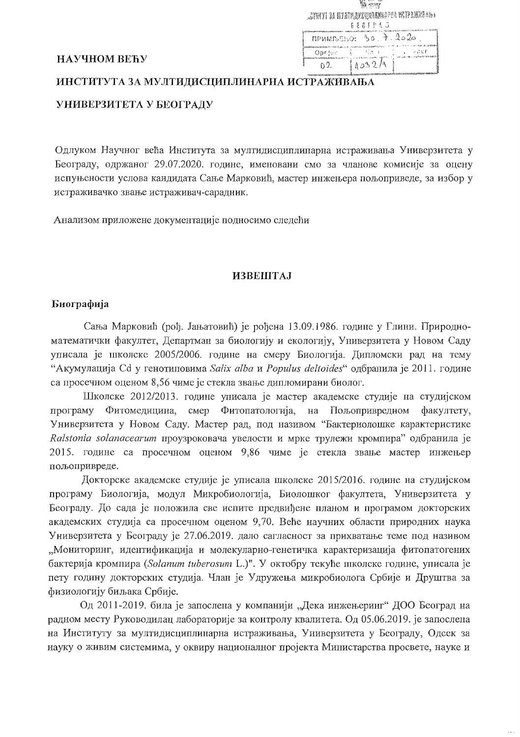**НАУЧНОМ ВЕЋУ**

**ИНСТИТУТА ЗА МУЛТИДИСЦИПЛИНАРНА ИСТРАЖИВАЊА**

**УНИВЕРЗИТЕТА У БЕОГРАДУ**

Одлуком Научног већа Института за мултидисциплинарна истраживања Универзитета у Београду, одржаног 29.07.2020. године, именовани смо за чланове комисије за оцену испуњености услова кандидата Сање Марковић, мастер инжењера пољоприведе, за избор у истраживачко звање истраживач-сарадник.

Анализом приложене документације подносимо следећи

## ИЗВЕШТАЈ

### Биографија

Сања Марковић (рођ. Јањатовић) је рођена 13.09.1986. године у Глини. Природно-математички факултет, Департман за биологију и екологију, Универзитета у Новом Саду уписала је школске 2005/2006. године на смеру Биологија. Дипломски рад на тему "Акумулација Cd у генотиповима *Salix alba* и *Populus deltoides*" одбранила је 2011. године са просечном оценом 8,56 чиме је стекла звање дипломирани биолог.

Школске 2012/2013. године уписала је мастер академске студије на студијском програму Фитомедицина, смер Фитопатологија, на Пољопривредном факултету, Универзитета у Новом Саду. Мастер рад, под називом "Бактериолошке карактеристике *Ralstonia solanacearum* проузроковача увелости и мрке трулежи кромпира" одбранила је 2015. године са просечном оценом 9,86 чиме је стекла звање мастер инжењер пољопривреде.

Докторске академске студије је уписала школске 2015/2016. године на студијском програму Биологија, модул Микробиологија, Биолошког факултета, Универзитета у Београду. До сада је положила све испите предвиђене планом и програмом докторских академских студија са просечном оценом 9,70. Веће научних области природних наука Универзитета у Београду је 27.06.2019. дало сагласност за прихватање теме под називом „Мониторинг, идентификација и молекуларно-генетичка карактеризација фитопатогених бактерија кромпира (*Solanum tuberosum* L.)". У октобру текуће школске године, уписала је пету годину докторских студија. Члан је Удружења микробиолога Србије и Друштва за физиологију биљака Србије.

Од 2011-2019. била је запослена у компанији „Дека инжењеринг" ДОО Београд на радном месту Руководилац лабораторије за контролу квалитета. Од 05.06.2019. је запослена на Институту за мултидисциплинарна истраживања, Универзитета у Београду, Одсек за науку о живим системима, у оквиру националног пројекта Министарства просвете, науке и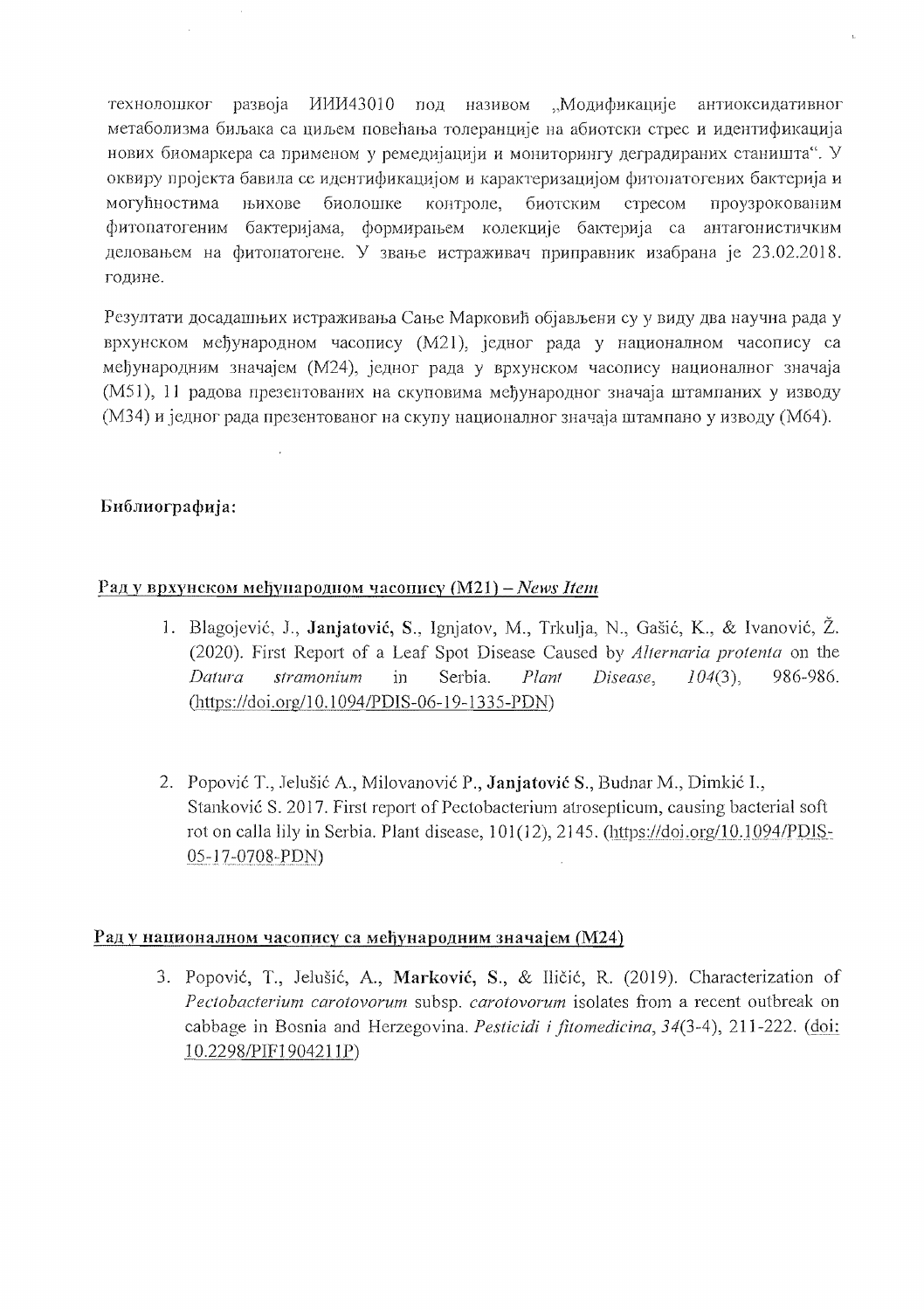технолошког развоја ИИИ43010 под називом „Модификације антиоксидативног метаболизма биљака са циљем повећања толеранције на абиотски стрес и идентификација нових биомаркера са применом у ремедијацији и мониторингу деградираних станишта". У оквиру пројекта бавила се идентификацијом и карактеризацијом фитопатогених бактерија и могућностима њихове биолошке контроле, биотским стресом проузрокованим фитопатогеним бактеријама, формирањем колекције бактерија са антагонистичким деловањем на фитопатогене. У звање истраживач приправник изабрана је 23.02.2018. године.

Резултати досадашњих истраживања Сање Марковић објављени су у виду два научна рада у врхунском међународном часопису (М21), једног рада у националном часопису са међународним значајем (М24), једног рада у врхунском часопису националног значаја (М51), 11 радова презентованих на скуповима међународног значаја штампаних у изводу (М34) и једног рада презентованог на скупу националног значаја штампано у изводу (М64).

**Библиографија:**

**Рад у врхунском међународном часопису (М21) – *News Item***

1. Blagojević, J., **Janjatović, S.**, Ignjatov, M., Trkulja, N., Gašić, K., & Ivanović, Ž. (2020). First Report of a Leaf Spot Disease Caused by *Alternaria protenta* on the *Datura stramonium* in Serbia. *Plant Disease*, *104*(3), 986-986. (https://doi.org/10.1094/PDIS-06-19-1335-PDN)

2. Popović T., Jelušić A., Milovanović P., **Janjatović S.**, Budnar M., Dimkić I., Stanković S. 2017. First report of Pectobacterium atrosepticum, causing bacterial soft rot on calla lily in Serbia. Plant disease, 101(12), 2145. (https://doi.org/10.1094/PDIS-05-17-0708-PDN)

**Рад у националном часопису са међународним значајем (М24)**

3. Popović, T., Jelušić, A., **Marković, S.**, & Iličić, R. (2019). Characterization of *Pectobacterium carotovorum* subsp. *carotovorum* isolates from a recent outbreak on cabbage in Bosnia and Herzegovina. *Pesticidi i fitomedicina*, *34*(3-4), 211-222. (doi: 10.2298/PIF1904211P)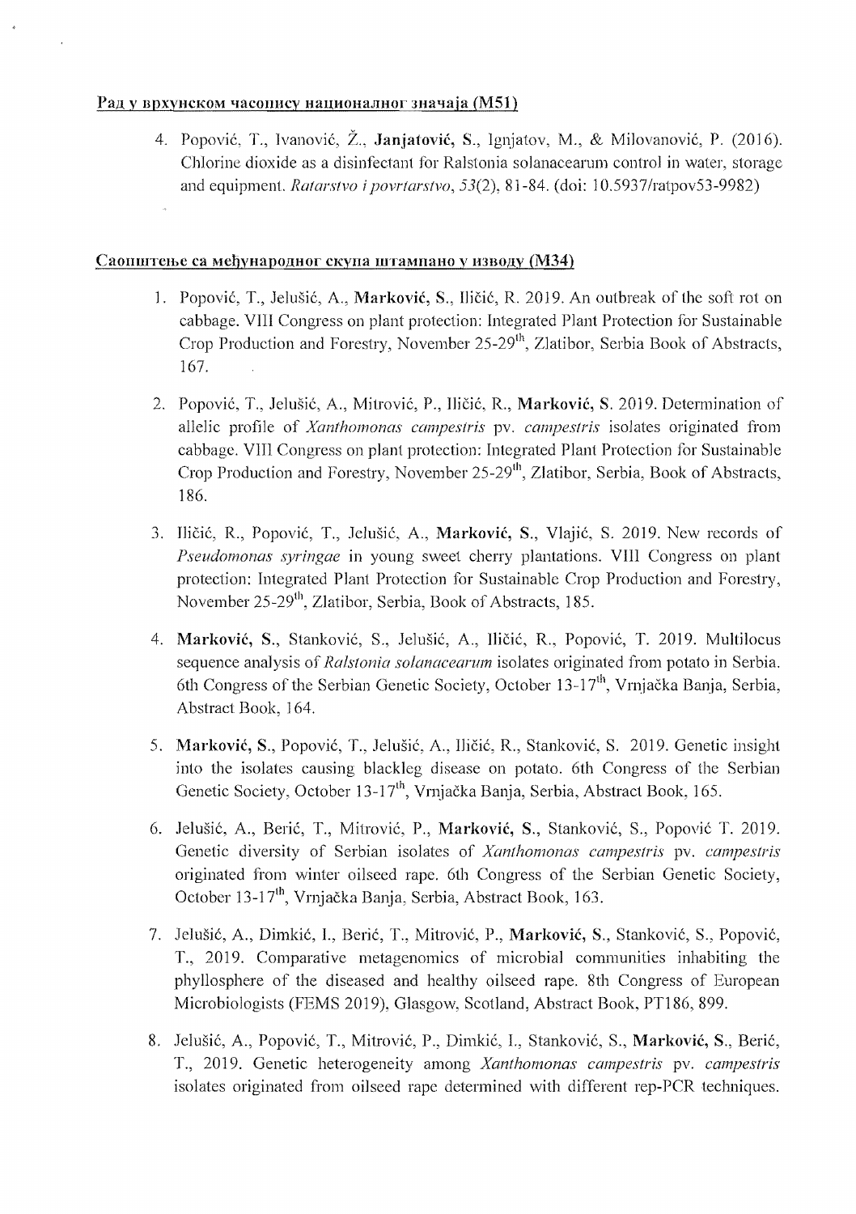#### Рад у врхунском часопису националног значаја (М51)

4. Popović, T., Ivanović, Ž., **Janjatović, S.**, Ignjatov, M., & Milovanović, P. (2016). Chlorine dioxide as a disinfectant for Ralstonia solanacearum control in water, storage and equipment. *Ratarstvo i povrtarstvo*, *53*(2), 81-84. (doi: 10.5937/ratpov53-9982)

#### Саопштење са међународног скупа штампано у изводу (М34)

1. Popović, T., Jelušić, A., **Marković, S.**, Iličić, R. 2019. An outbreak of the soft rot on cabbage. VIII Congress on plant protection: Integrated Plant Protection for Sustainable Crop Production and Forestry, November 25-29th, Zlatibor, Serbia Book of Abstracts, 167.

2. Popović, T., Jelušić, A., Mitrović, P., Iličić, R., **Marković, S.** 2019. Determination of allelic profile of *Xanthomonas campestris* pv. *campestris* isolates originated from cabbage. VIII Congress on plant protection: Integrated Plant Protection for Sustainable Crop Production and Forestry, November 25-29th, Zlatibor, Serbia, Book of Abstracts, 186.

3. Iličić, R., Popović, T., Jelušić, A., **Marković, S.**, Vlajić, S. 2019. New records of *Pseudomonas syringae* in young sweet cherry plantations. VIII Congress on plant protection: Integrated Plant Protection for Sustainable Crop Production and Forestry, November 25-29th, Zlatibor, Serbia, Book of Abstracts, 185.

4. **Marković, S.**, Stanković, S., Jelušić, A., Iličić, R., Popović, T. 2019. Multilocus sequence analysis of *Ralstonia solanacearum* isolates originated from potato in Serbia. 6th Congress of the Serbian Genetic Society, October 13-17th, Vrnjačka Banja, Serbia, Abstract Book, 164.

5. **Marković, S.**, Popović, T., Jelušić, A., Iličić, R., Stanković, S. 2019. Genetic insight into the isolates causing blackleg disease on potato. 6th Congress of the Serbian Genetic Society, October 13-17th, Vrnjačka Banja, Serbia, Abstract Book, 165.

6. Jelušić, A., Berić, T., Mitrović, P., **Marković, S.**, Stanković, S., Popović T. 2019. Genetic diversity of Serbian isolates of *Xanthomonas campestris* pv. *campestris* originated from winter oilseed rape. 6th Congress of the Serbian Genetic Society, October 13-17th, Vrnjačka Banja, Serbia, Abstract Book, 163.

7. Jelušić, A., Dimkić, I., Berić, T., Mitrović, P., **Marković, S.**, Stanković, S., Popović, T., 2019. Comparative metagenomics of microbial communities inhabiting the phyllosphere of the diseased and healthy oilseed rape. 8th Congress of European Microbiologists (FEMS 2019), Glasgow, Scotland, Abstract Book, PT186, 899.

8. Jelušić, A., Popović, T., Mitrović, P., Dimkić, I., Stanković, S., **Marković, S.**, Berić, T., 2019. Genetic heterogeneity among *Xanthomonas campestris* pv. *campestris* isolates originated from oilseed rape determined with different rep-PCR techniques.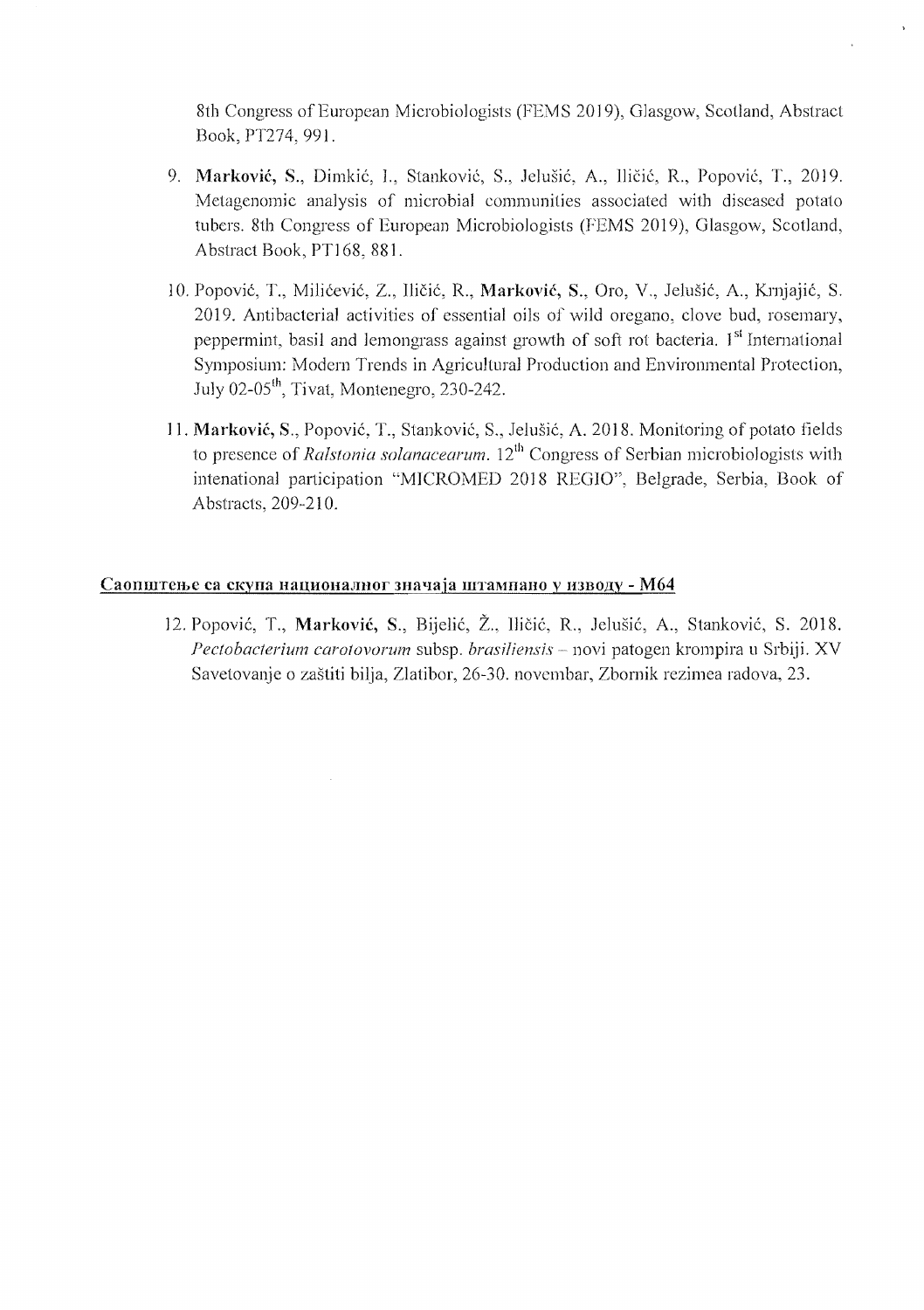8th Congress of European Microbiologists (FEMS 2019), Glasgow, Scotland, Abstract Book, PT274, 991.

9. **Marković, S.**, Dimkić, I., Stanković, S., Jelušić, A., Iličić, R., Popović, T., 2019. Metagenomic analysis of microbial communities associated with diseased potato tubers. 8th Congress of European Microbiologists (FEMS 2019), Glasgow, Scotland, Abstract Book, PT168, 881.

10. Popović, T., Milićević, Z., Iličić, R., **Marković, S.**, Oro, V., Jelušić, A., Krnjajić, S. 2019. Antibacterial activities of essential oils of wild oregano, clove bud, rosemary, peppermint, basil and lemongrass against growth of soft rot bacteria. 1st International Symposium: Modern Trends in Agricultural Production and Environmental Protection, July 02-05th, Tivat, Montenegro, 230-242.

11. **Marković, S.**, Popović, T., Stanković, S., Jelušić, A. 2018. Monitoring of potato fields to presence of *Ralstonia solanacearum*. 12th Congress of Serbian microbiologists with intenational participation "MICROMED 2018 REGIO", Belgrade, Serbia, Book of Abstracts, 209-210.

**Саопштење са скупа националног значаја штампано у изводу - М64**

12. Popović, T., **Marković, S.**, Bijelić, Ž., Iličić, R., Jelušić, A., Stanković, S. 2018. *Pectobacterium carotovorum* subsp. *brasiliensis* – novi patogen krompira u Srbiji. XV Savetovanje o zaštiti bilja, Zlatibor, 26-30. novembar, Zbornik rezimea radova, 23.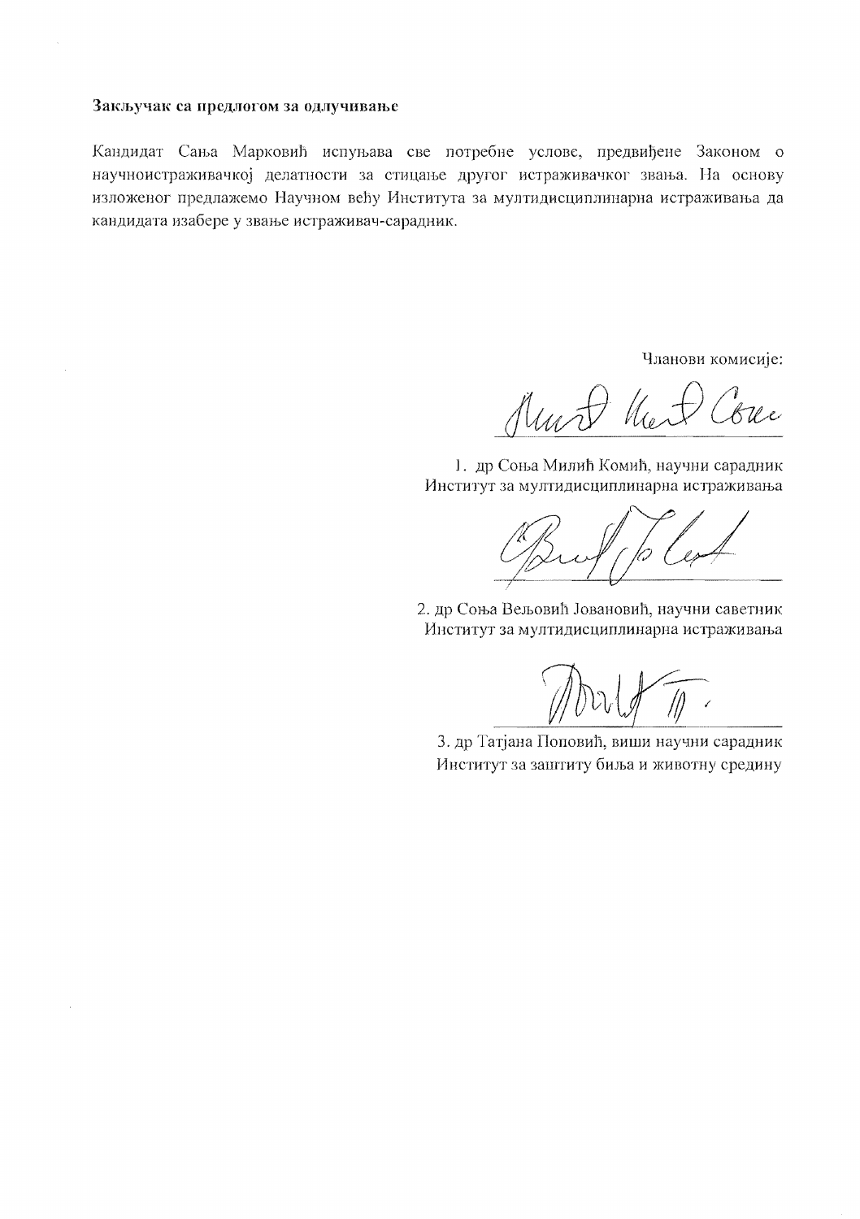**Закључак са предлогом за одлучивање**

Кандидат Сања Марковић испуњава све потребне услове, предвиђене Законом о научноистраживачкој делатности за стицање другог истраживачког звања. На основу изложеног предлажемо Научном већу Института за мултидисциплинарна истраживања да кандидата изабере у звање истраживач-сарадник.

Чланови комисије:

1. др Соња Милић Комић, научни сарадник
Институт за мултидисциплинарна истраживања

2. др Соња Вељовић Јовановић, научни саветник
Институт за мултидисциплинарна истраживања

3. др Татјана Поповић, виши научни сарадник
Институт за заштиту биља и животну средину